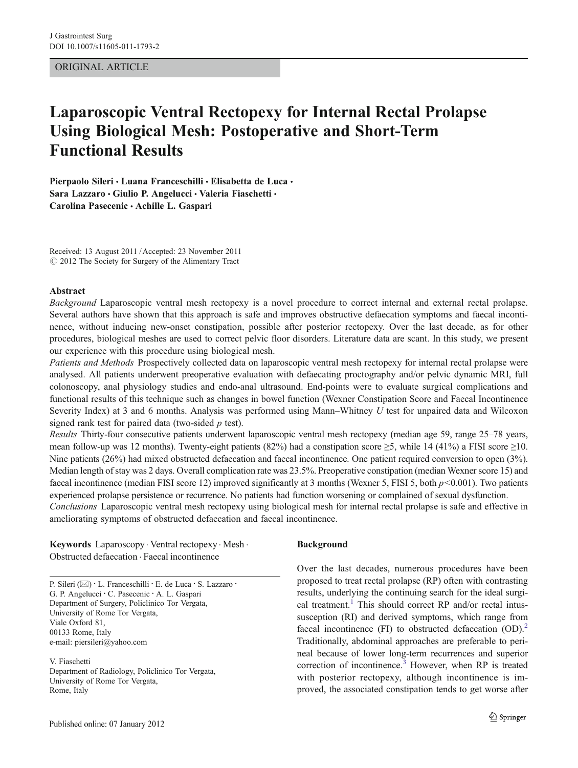ORIGINAL ARTICLE

# Laparoscopic Ventral Rectopexy for Internal Rectal Prolapse Using Biological Mesh: Postoperative and Short-Term Functional Results

**Pierpaolo Sileri · Luana Franceschilli · Elisabetta de Luca · Sara Lazzaro · Giulio P. Angelucci · Valeria Fiaschetti · Carolina Pasecenic · Achille L. Gaspari**

Received: 13 August 2011 / Accepted: 23 November 2011
© 2012 The Society for Surgery of the Alimentary Tract

## Abstract

*Background* Laparoscopic ventral mesh rectopexy is a novel procedure to correct internal and external rectal prolapse. Several authors have shown that this approach is safe and improves obstructive defaecation symptoms and faecal incontinence, without inducing new-onset constipation, possible after posterior rectopexy. Over the last decade, as for other procedures, biological meshes are used to correct pelvic floor disorders. Literature data are scant. In this study, we present our experience with this procedure using biological mesh.

*Patients and Methods* Prospectively collected data on laparoscopic ventral mesh rectopexy for internal rectal prolapse were analysed. All patients underwent preoperative evaluation with defaecating proctography and/or pelvic dynamic MRI, full colonoscopy, anal physiology studies and endo-anal ultrasound. End-points were to evaluate surgical complications and functional results of this technique such as changes in bowel function (Wexner Constipation Score and Faecal Incontinence Severity Index) at 3 and 6 months. Analysis was performed using Mann–Whitney *U* test for unpaired data and Wilcoxon signed rank test for paired data (two-sided *p* test).

*Results* Thirty-four consecutive patients underwent laparoscopic ventral mesh rectopexy (median age 59, range 25–78 years, mean follow-up was 12 months). Twenty-eight patients (82%) had a constipation score ≥5, while 14 (41%) a FISI score ≥10. Nine patients (26%) had mixed obstructed defaecation and faecal incontinence. One patient required conversion to open (3%). Median length of stay was 2 days. Overall complication rate was 23.5%. Preoperative constipation (median Wexner score 15) and faecal incontinence (median FISI score 12) improved significantly at 3 months (Wexner 5, FISI 5, both $p<0.001$). Two patients experienced prolapse persistence or recurrence. No patients had function worsening or complained of sexual dysfunction.

*Conclusions* Laparoscopic ventral mesh rectopexy using biological mesh for internal rectal prolapse is safe and effective in ameliorating symptoms of obstructed defaecation and faecal incontinence.

**Keywords** Laparoscopy · Ventral rectopexy · Mesh · Obstructed defaecation · Faecal incontinence

P. Sileri (✉) · L. Franceschilli · E. de Luca · S. Lazzaro · G. P. Angelucci · C. Pasecenic · A. L. Gaspari
Department of Surgery, Policlinico Tor Vergata, University of Rome Tor Vergata, Viale Oxford 81, 00133 Rome, Italy
e-mail: piersileri@yahoo.com

V. Fiaschetti
Department of Radiology, Policlinico Tor Vergata, University of Rome Tor Vergata, Rome, Italy

## Background

Over the last decades, numerous procedures have been proposed to treat rectal prolapse (RP) often with contrasting results, underlying the continuing search for the ideal surgical treatment.[1] This should correct RP and/or rectal intussusception (RI) and derived symptoms, which range from faecal incontinence (FI) to obstructed defaecation (OD).[2] Traditionally, abdominal approaches are preferable to perineal because of lower long-term recurrences and superior correction of incontinence.[3] However, when RP is treated with posterior rectopexy, although incontinence is improved, the associated constipation tends to get worse after

Published online: 07 January 2012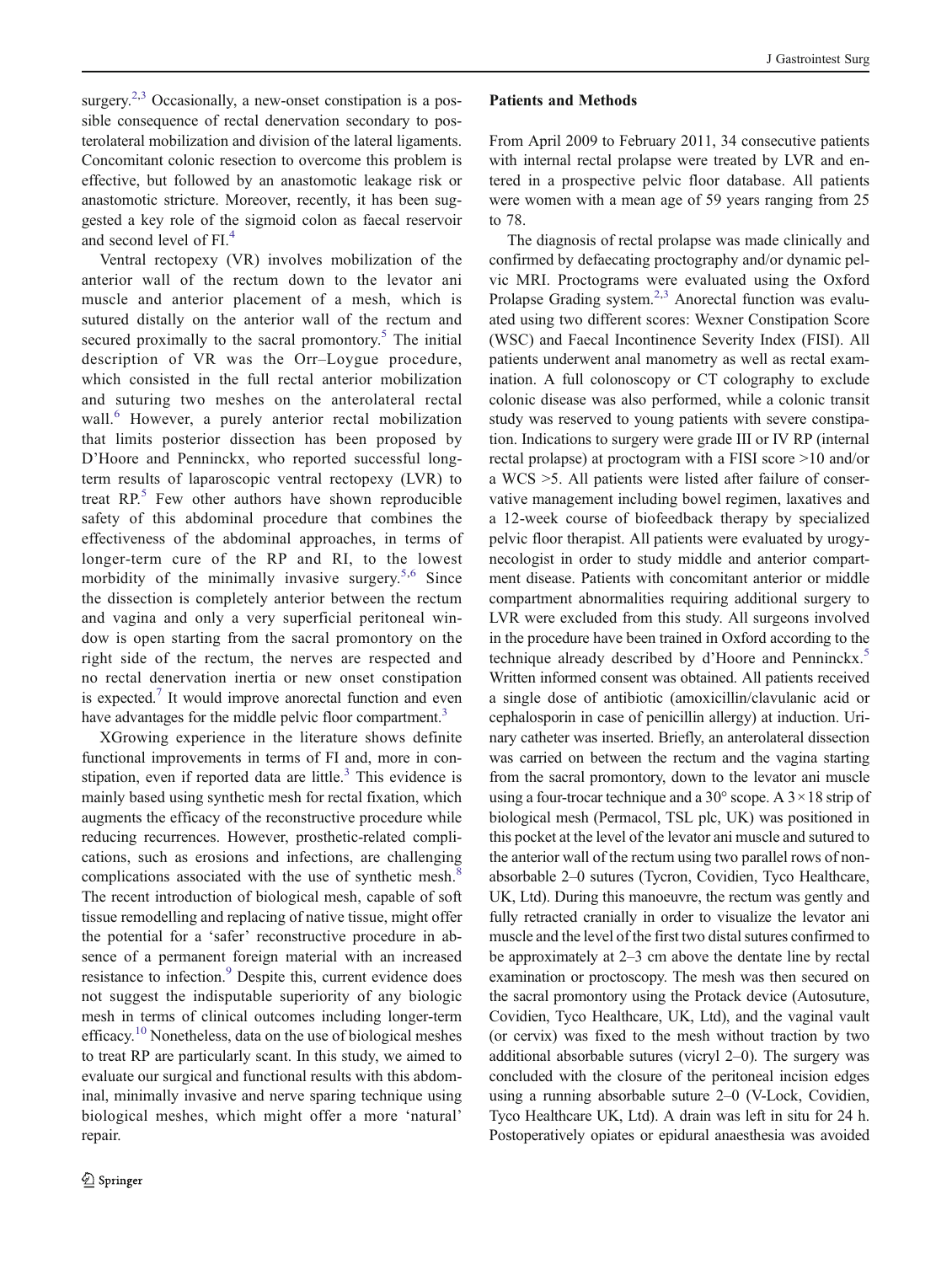surgery.[2,3] Occasionally, a new-onset constipation is a possible consequence of rectal denervation secondary to posterolateral mobilization and division of the lateral ligaments. Concomitant colonic resection to overcome this problem is effective, but followed by an anastomotic leakage risk or anastomotic stricture. Moreover, recently, it has been suggested a key role of the sigmoid colon as faecal reservoir and second level of FI.[4]

Ventral rectopexy (VR) involves mobilization of the anterior wall of the rectum down to the levator ani muscle and anterior placement of a mesh, which is sutured distally on the anterior wall of the rectum and secured proximally to the sacral promontory.[5] The initial description of VR was the Orr–Loygue procedure, which consisted in the full rectal anterior mobilization and suturing two meshes on the anterolateral rectal wall.[6] However, a purely anterior rectal mobilization that limits posterior dissection has been proposed by D'Hoore and Penninckx, who reported successful long-term results of laparoscopic ventral rectopexy (LVR) to treat RP.[5] Few other authors have shown reproducible safety of this abdominal procedure that combines the effectiveness of the abdominal approaches, in terms of longer-term cure of the RP and RI, to the lowest morbidity of the minimally invasive surgery.[5,6] Since the dissection is completely anterior between the rectum and vagina and only a very superficial peritoneal window is open starting from the sacral promontory on the right side of the rectum, the nerves are respected and no rectal denervation inertia or new onset constipation is expected.[7] It would improve anorectal function and even have advantages for the middle pelvic floor compartment.[3]

XGrowing experience in the literature shows definite functional improvements in terms of FI and, more in constipation, even if reported data are little.[3] This evidence is mainly based using synthetic mesh for rectal fixation, which augments the efficacy of the reconstructive procedure while reducing recurrences. However, prosthetic-related complications, such as erosions and infections, are challenging complications associated with the use of synthetic mesh.[8] The recent introduction of biological mesh, capable of soft tissue remodelling and replacing of native tissue, might offer the potential for a 'safer' reconstructive procedure in absence of a permanent foreign material with an increased resistance to infection.[9] Despite this, current evidence does not suggest the indisputable superiority of any biologic mesh in terms of clinical outcomes including longer-term efficacy.[10] Nonetheless, data on the use of biological meshes to treat RP are particularly scant. In this study, we aimed to evaluate our surgical and functional results with this abdominal, minimally invasive and nerve sparing technique using biological meshes, which might offer a more 'natural' repair.

## Patients and Methods

From April 2009 to February 2011, 34 consecutive patients with internal rectal prolapse were treated by LVR and entered in a prospective pelvic floor database. All patients were women with a mean age of 59 years ranging from 25 to 78.

The diagnosis of rectal prolapse was made clinically and confirmed by defaecating proctography and/or dynamic pelvic MRI. Proctograms were evaluated using the Oxford Prolapse Grading system.[2,3] Anorectal function was evaluated using two different scores: Wexner Constipation Score (WSC) and Faecal Incontinence Severity Index (FISI). All patients underwent anal manometry as well as rectal examination. A full colonoscopy or CT colography to exclude colonic disease was also performed, while a colonic transit study was reserved to young patients with severe constipation. Indications to surgery were grade III or IV RP (internal rectal prolapse) at proctogram with a FISI score >10 and/or a WCS >5. All patients were listed after failure of conservative management including bowel regimen, laxatives and a 12-week course of biofeedback therapy by specialized pelvic floor therapist. All patients were evaluated by urogynecologist in order to study middle and anterior compartment disease. Patients with concomitant anterior or middle compartment abnormalities requiring additional surgery to LVR were excluded from this study. All surgeons involved in the procedure have been trained in Oxford according to the technique already described by d'Hoore and Penninckx.[5] Written informed consent was obtained. All patients received a single dose of antibiotic (amoxicillin/clavulanic acid or cephalosporin in case of penicillin allergy) at induction. Urinary catheter was inserted. Briefly, an anterolateral dissection was carried on between the rectum and the vagina starting from the sacral promontory, down to the levator ani muscle using a four-trocar technique and a 30° scope. A 3×18 strip of biological mesh (Permacol, TSL plc, UK) was positioned in this pocket at the level of the levator ani muscle and sutured to the anterior wall of the rectum using two parallel rows of non-absorbable 2–0 sutures (Tycron, Covidien, Tyco Healthcare, UK, Ltd). During this manoeuvre, the rectum was gently and fully retracted cranially in order to visualize the levator ani muscle and the level of the first two distal sutures confirmed to be approximately at 2–3 cm above the dentate line by rectal examination or proctoscopy. The mesh was then secured on the sacral promontory using the Protack device (Autosuture, Covidien, Tyco Healthcare, UK, Ltd), and the vaginal vault (or cervix) was fixed to the mesh without traction by two additional absorbable sutures (vicryl 2–0). The surgery was concluded with the closure of the peritoneal incision edges using a running absorbable suture 2–0 (V-Lock, Covidien, Tyco Healthcare UK, Ltd). A drain was left in situ for 24 h. Postoperatively opiates or epidural anaesthesia was avoided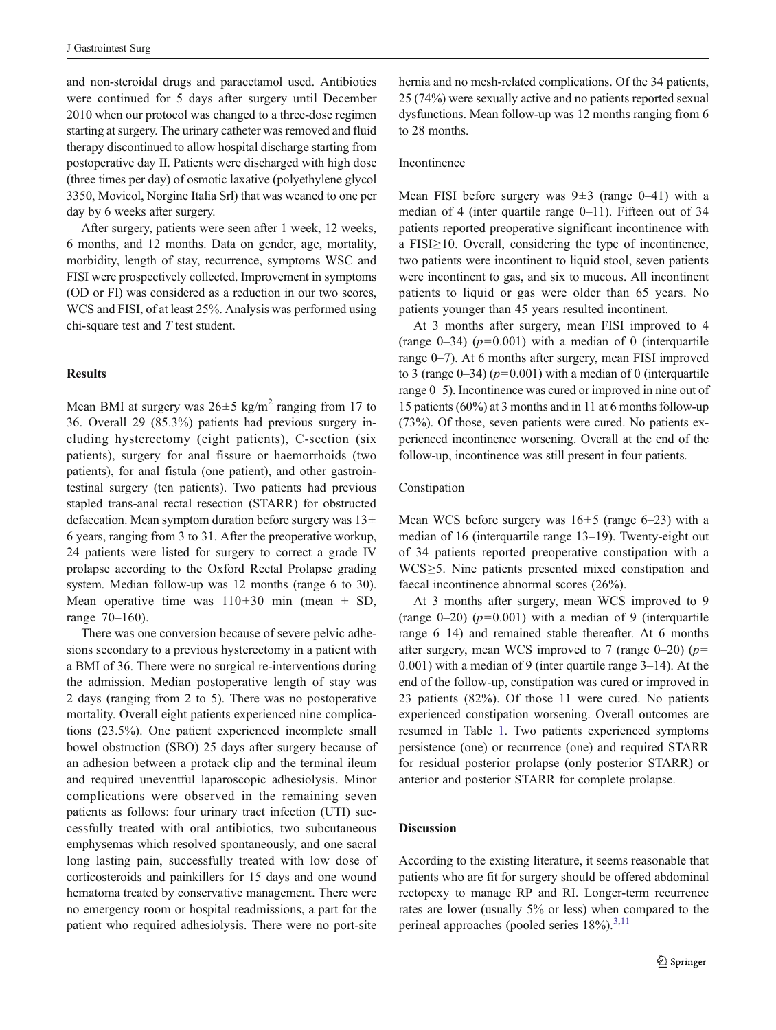and non-steroidal drugs and paracetamol used. Antibiotics were continued for 5 days after surgery until December 2010 when our protocol was changed to a three-dose regimen starting at surgery. The urinary catheter was removed and fluid therapy discontinued to allow hospital discharge starting from postoperative day II. Patients were discharged with high dose (three times per day) of osmotic laxative (polyethylene glycol 3350, Movicol, Norgine Italia Srl) that was weaned to one per day by 6 weeks after surgery.

After surgery, patients were seen after 1 week, 12 weeks, 6 months, and 12 months. Data on gender, age, mortality, morbidity, length of stay, recurrence, symptoms WSC and FISI were prospectively collected. Improvement in symptoms (OD or FI) was considered as a reduction in our two scores, WCS and FISI, of at least 25%. Analysis was performed using chi-square test and *T* test student.

## Results

Mean BMI at surgery was $26\pm5$ kg/m$^2$ ranging from 17 to 36. Overall 29 (85.3%) patients had previous surgery including hysterectomy (eight patients), C-section (six patients), surgery for anal fissure or haemorrhoids (two patients), for anal fistula (one patient), and other gastrointestinal surgery (ten patients). Two patients had previous stapled trans-anal rectal resection (STARR) for obstructed defaecation. Mean symptom duration before surgery was $13\pm6$ years, ranging from 3 to 31. After the preoperative workup, 24 patients were listed for surgery to correct a grade IV prolapse according to the Oxford Rectal Prolapse grading system. Median follow-up was 12 months (range 6 to 30). Mean operative time was $110\pm30$ min (mean ± SD, range 70–160).

There was one conversion because of severe pelvic adhesions secondary to a previous hysterectomy in a patient with a BMI of 36. There were no surgical re-interventions during the admission. Median postoperative length of stay was 2 days (ranging from 2 to 5). There was no postoperative mortality. Overall eight patients experienced nine complications (23.5%). One patient experienced incomplete small bowel obstruction (SBO) 25 days after surgery because of an adhesion between a protack clip and the terminal ileum and required uneventful laparoscopic adhesiolysis. Minor complications were observed in the remaining seven patients as follows: four urinary tract infection (UTI) successfully treated with oral antibiotics, two subcutaneous emphysemas which resolved spontaneously, and one sacral long lasting pain, successfully treated with low dose of corticosteroids and painkillers for 15 days and one wound hematoma treated by conservative management. There were no emergency room or hospital readmissions, a part for the patient who required adhesiolysis. There were no port-site hernia and no mesh-related complications. Of the 34 patients, 25 (74%) were sexually active and no patients reported sexual dysfunctions. Mean follow-up was 12 months ranging from 6 to 28 months.

### Incontinence

Mean FISI before surgery was $9\pm3$ (range 0–41) with a median of 4 (inter quartile range 0–11). Fifteen out of 34 patients reported preoperative significant incontinence with a FISI≥10. Overall, considering the type of incontinence, two patients were incontinent to liquid stool, seven patients were incontinent to gas, and six to mucous. All incontinent patients to liquid or gas were older than 65 years. No patients younger than 45 years resulted incontinent.

At 3 months after surgery, mean FISI improved to 4 (range 0–34) ($p=0.001$) with a median of 0 (interquartile range 0–7). At 6 months after surgery, mean FISI improved to 3 (range 0–34) ($p=0.001$) with a median of 0 (interquartile range 0–5). Incontinence was cured or improved in nine out of 15 patients (60%) at 3 months and in 11 at 6 months follow-up (73%). Of those, seven patients were cured. No patients experienced incontinence worsening. Overall at the end of the follow-up, incontinence was still present in four patients.

### Constipation

Mean WCS before surgery was $16\pm5$ (range 6–23) with a median of 16 (interquartile range 13–19). Twenty-eight out of 34 patients reported preoperative constipation with a WCS≥5. Nine patients presented mixed constipation and faecal incontinence abnormal scores (26%).

At 3 months after surgery, mean WCS improved to 9 (range 0–20) ($p=0.001$) with a median of 9 (interquartile range 6–14) and remained stable thereafter. At 6 months after surgery, mean WCS improved to 7 (range 0–20) ($p=0.001$) with a median of 9 (inter quartile range 3–14). At the end of the follow-up, constipation was cured or improved in 23 patients (82%). Of those 11 were cured. No patients experienced constipation worsening. Overall outcomes are resumed in Table 1. Two patients experienced symptoms persistence (one) or recurrence (one) and required STARR for residual posterior prolapse (only posterior STARR) or anterior and posterior STARR for complete prolapse.

## Discussion

According to the existing literature, it seems reasonable that patients who are fit for surgery should be offered abdominal rectopexy to manage RP and RI. Longer-term recurrence rates are lower (usually 5% or less) when compared to the perineal approaches (pooled series 18%).[3,11]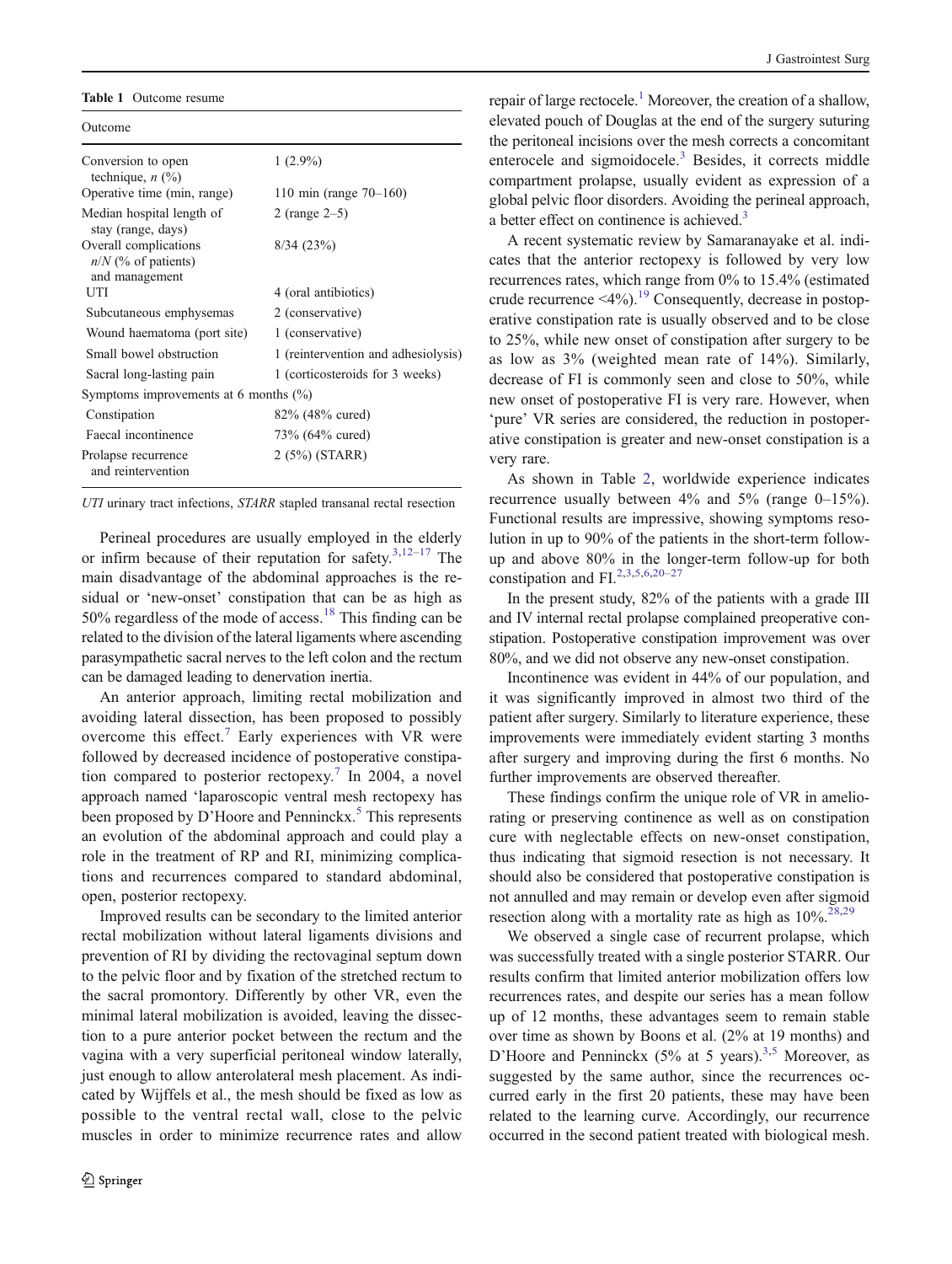**Table 1** Outcome resume

| Outcome | |
|---|---|
| Conversion to open technique, $n$ (%) | 1 (2.9%) |
| Operative time (min, range) | 110 min (range 70–160) |
| Median hospital length of stay (range, days) | 2 (range 2–5) |
| Overall complications $n/N$ (% of patients) and management | 8/34 (23%) |
| UTI | 4 (oral antibiotics) |
| Subcutaneous emphysemas | 2 (conservative) |
| Wound haematoma (port site) | 1 (conservative) |
| Small bowel obstruction | 1 (reintervention and adhesiolysis) |
| Sacral long-lasting pain | 1 (corticosteroids for 3 weeks) |
| Symptoms improvements at 6 months (%) | |
| Constipation | 82% (48% cured) |
| Faecal incontinence | 73% (64% cured) |
| Prolapse recurrence and reintervention | 2 (5%) (STARR) |

*UTI* urinary tract infections, *STARR* stapled transanal rectal resection

Perineal procedures are usually employed in the elderly or infirm because of their reputation for safety.[3,12–17] The main disadvantage of the abdominal approaches is the residual or 'new-onset' constipation that can be as high as 50% regardless of the mode of access.[18] This finding can be related to the division of the lateral ligaments where ascending parasympathetic sacral nerves to the left colon and the rectum can be damaged leading to denervation inertia.

An anterior approach, limiting rectal mobilization and avoiding lateral dissection, has been proposed to possibly overcome this effect.[7] Early experiences with VR were followed by decreased incidence of postoperative constipation compared to posterior rectopexy.[7] In 2004, a novel approach named 'laparoscopic ventral mesh rectopexy has been proposed by D'Hoore and Penninckx.[5] This represents an evolution of the abdominal approach and could play a role in the treatment of RP and RI, minimizing complications and recurrences compared to standard abdominal, open, posterior rectopexy.

Improved results can be secondary to the limited anterior rectal mobilization without lateral ligaments divisions and prevention of RI by dividing the rectovaginal septum down to the pelvic floor and by fixation of the stretched rectum to the sacral promontory. Differently by other VR, even the minimal lateral mobilization is avoided, leaving the dissection to a pure anterior pocket between the rectum and the vagina with a very superficial peritoneal window laterally, just enough to allow anterolateral mesh placement. As indicated by Wijffels et al., the mesh should be fixed as low as possible to the ventral rectal wall, close to the pelvic muscles in order to minimize recurrence rates and allow repair of large rectocele.[1] Moreover, the creation of a shallow, elevated pouch of Douglas at the end of the surgery suturing the peritoneal incisions over the mesh corrects a concomitant enterocele and sigmoidocele.[3] Besides, it corrects middle compartment prolapse, usually evident as expression of a global pelvic floor disorders. Avoiding the perineal approach, a better effect on continence is achieved.[3]

A recent systematic review by Samaranayake et al. indicates that the anterior rectopexy is followed by very low recurrences rates, which range from 0% to 15.4% (estimated crude recurrence <4%).[19] Consequently, decrease in postoperative constipation rate is usually observed and to be close to 25%, while new onset of constipation after surgery to be as low as 3% (weighted mean rate of 14%). Similarly, decrease of FI is commonly seen and close to 50%, while new onset of postoperative FI is very rare. However, when 'pure' VR series are considered, the reduction in postoperative constipation is greater and new-onset constipation is a very rare.

As shown in Table 2, worldwide experience indicates recurrence usually between 4% and 5% (range 0–15%). Functional results are impressive, showing symptoms resolution in up to 90% of the patients in the short-term follow-up and above 80% in the longer-term follow-up for both constipation and FI.[2,3,5,6,20–27]

In the present study, 82% of the patients with a grade III and IV internal rectal prolapse complained preoperative constipation. Postoperative constipation improvement was over 80%, and we did not observe any new-onset constipation.

Incontinence was evident in 44% of our population, and it was significantly improved in almost two third of the patient after surgery. Similarly to literature experience, these improvements were immediately evident starting 3 months after surgery and improving during the first 6 months. No further improvements are observed thereafter.

These findings confirm the unique role of VR in ameliorating or preserving continence as well as on constipation cure with neglectable effects on new-onset constipation, thus indicating that sigmoid resection is not necessary. It should also be considered that postoperative constipation is not annulled and may remain or develop even after sigmoid resection along with a mortality rate as high as 10%.[28,29]

We observed a single case of recurrent prolapse, which was successfully treated with a single posterior STARR. Our results confirm that limited anterior mobilization offers low recurrences rates, and despite our series has a mean follow up of 12 months, these advantages seem to remain stable over time as shown by Boons et al. (2% at 19 months) and D'Hoore and Penninckx (5% at 5 years).[3,5] Moreover, as suggested by the same author, since the recurrences occurred early in the first 20 patients, these may have been related to the learning curve. Accordingly, our recurrence occurred in the second patient treated with biological mesh.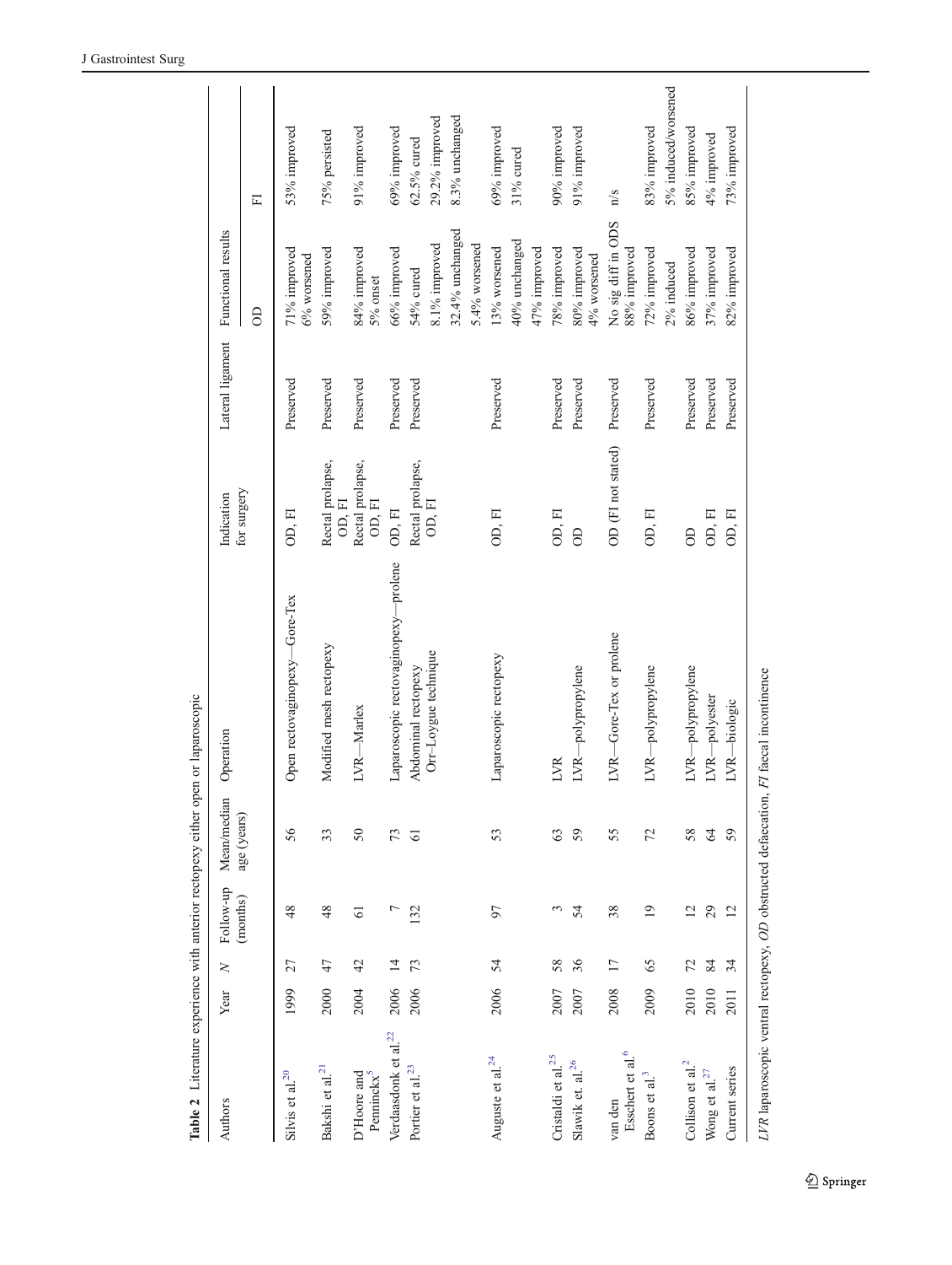**Table 2** Literature experience with anterior rectopexy either open or laparoscopic

| Authors | Year | N | Follow-up (months) | Mean/median age (years) | Operation | Indication for surgery | Lateral ligament | Functional results | |
|---|---|---|---|---|---|---|---|---|---|
| | | | | | | | | OD | FI |
| Silvis et al.[20] | 1999 | 27 | 48 | 56 | Open rectovaginopexy—Gore-Tex | OD, FI | Preserved | 71% improved<br>6% worsened | 53% improved |
| Bakshi et al.[21] | 2000 | 47 | 48 | 33 | Modified mesh rectopexy | Rectal prolapse, OD, FI | Preserved | 59% improved | 75% persisted |
| D'Hoore and Penninckx[5] | 2004 | 42 | 61 | 50 | LVR—Marlex | Rectal prolapse, OD, FI | Preserved | 84% improved<br>5% onset | 91% improved |
| Verdaasdonk et al.[22] | 2006 | 14 | 7 | 73 | Laparoscopic rectovaginopexy—prolene | OD, FI | Preserved | 66% improved | 69% improved |
| Portier et al.[23] | 2006 | 73 | 132 | 61 | Abdominal rectopexy<br>Orr–Loygue technique | Rectal prolapse, OD, FI | Preserved | 54% cured<br>8.1% improved<br>32.4% unchanged<br>5.4% worsened | 62.5% cured<br>29.2% improved<br>8.3% unchanged |
| Auguste et al.[24] | 2006 | 54 | 97 | 53 | Laparoscopic rectopexy | OD, FI | Preserved | 13% worsened<br>40% unchanged<br>47% improved | 69% improved<br>31% cured |
| Cristaldi et al.[25] | 2007 | 58 | 3 | 63 | LVR | OD, FI | Preserved | 78% improved | 90% improved |
| Slawik et. al.[26] | 2007 | 36 | 54 | 59 | LVR—polypropylene | OD | Preserved | 80% improved<br>4% worsened | 91% improved |
| van den Esschert et al.[6] | 2008 | 17 | 38 | 55 | LVR—Gore-Tex or prolene | OD (FI not stated) | Preserved | No sig diff in ODS | n/s |
| Boons et al.[3] | 2009 | 65 | 19 | 72 | LVR—polypropylene | OD, FI | Preserved | 88% improved<br>72% improved<br>2% induced | 83% improved<br>5% induced/worsened |
| Collison et al.[2] | 2010 | 72 | 12 | 58 | LVR—polypropylene | OD | Preserved | 86% improved | 85% improved |
| Wong et al.[27] | 2010 | 84 | 29 | 64 | LVR—polyester | OD, FI | Preserved | 37% improved | 4% improved |
| Current series | 2011 | 34 | 12 | 59 | LVR—biologic | OD, FI | Preserved | 82% improved | 73% improved |

*LVR* laparoscopic ventral rectopexy, *OD* obstructed defaecation, *FI* faecal incontinence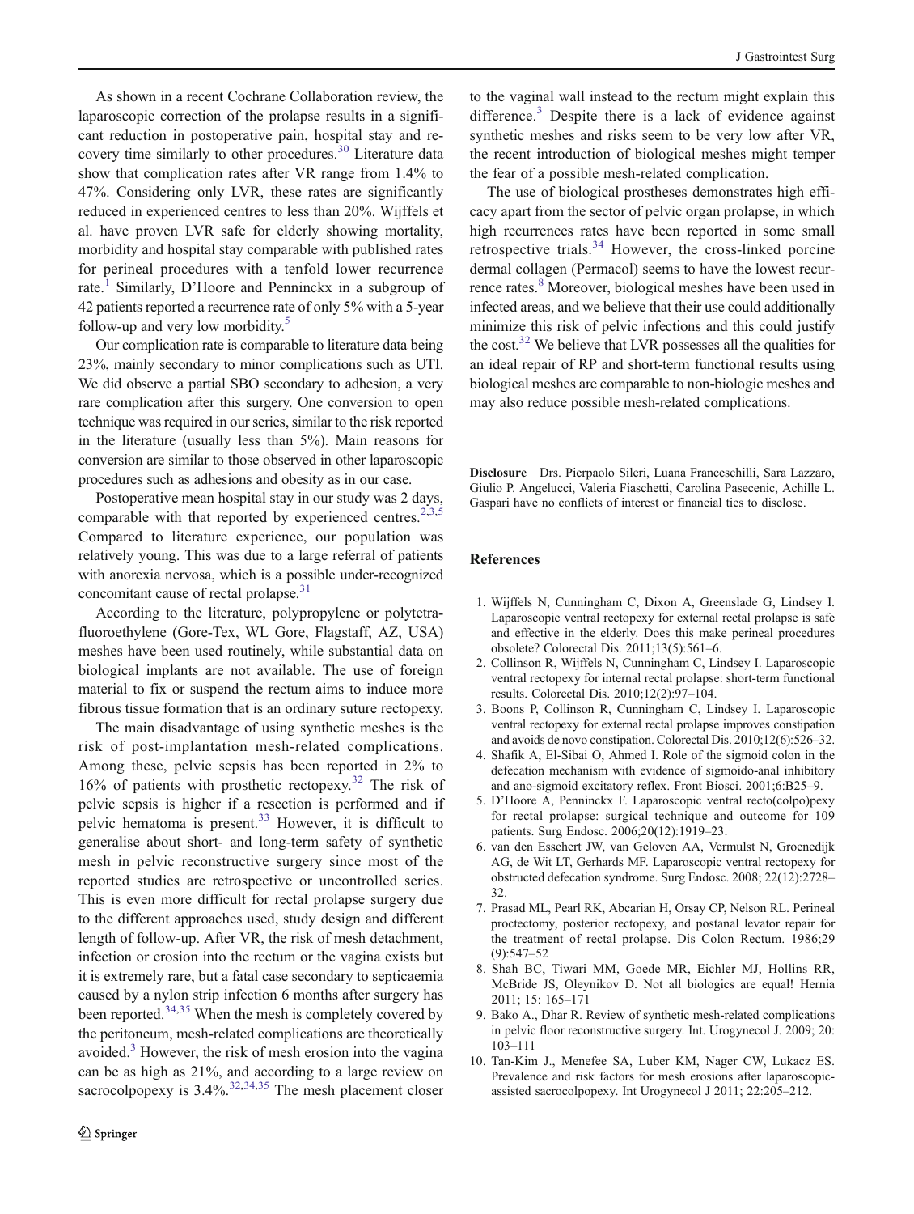As shown in a recent Cochrane Collaboration review, the laparoscopic correction of the prolapse results in a significant reduction in postoperative pain, hospital stay and recovery time similarly to other procedures.[30] Literature data show that complication rates after VR range from 1.4% to 47%. Considering only LVR, these rates are significantly reduced in experienced centres to less than 20%. Wijffels et al. have proven LVR safe for elderly showing mortality, morbidity and hospital stay comparable with published rates for perineal procedures with a tenfold lower recurrence rate.[1] Similarly, D'Hoore and Penninckx in a subgroup of 42 patients reported a recurrence rate of only 5% with a 5-year follow-up and very low morbidity.[5]

Our complication rate is comparable to literature data being 23%, mainly secondary to minor complications such as UTI. We did observe a partial SBO secondary to adhesion, a very rare complication after this surgery. One conversion to open technique was required in our series, similar to the risk reported in the literature (usually less than 5%). Main reasons for conversion are similar to those observed in other laparoscopic procedures such as adhesions and obesity as in our case.

Postoperative mean hospital stay in our study was 2 days, comparable with that reported by experienced centres.[2,3,5] Compared to literature experience, our population was relatively young. This was due to a large referral of patients with anorexia nervosa, which is a possible under-recognized concomitant cause of rectal prolapse.[31]

According to the literature, polypropylene or polytetrafluoroethylene (Gore-Tex, WL Gore, Flagstaff, AZ, USA) meshes have been used routinely, while substantial data on biological implants are not available. The use of foreign material to fix or suspend the rectum aims to induce more fibrous tissue formation that is an ordinary suture rectopexy.

The main disadvantage of using synthetic meshes is the risk of post-implantation mesh-related complications. Among these, pelvic sepsis has been reported in 2% to 16% of patients with prosthetic rectopexy.[32] The risk of pelvic sepsis is higher if a resection is performed and if pelvic hematoma is present.[33] However, it is difficult to generalise about short- and long-term safety of synthetic mesh in pelvic reconstructive surgery since most of the reported studies are retrospective or uncontrolled series. This is even more difficult for rectal prolapse surgery due to the different approaches used, study design and different length of follow-up. After VR, the risk of mesh detachment, infection or erosion into the rectum or the vagina exists but it is extremely rare, but a fatal case secondary to septicaemia caused by a nylon strip infection 6 months after surgery has been reported.[34,35] When the mesh is completely covered by the peritoneum, mesh-related complications are theoretically avoided.[3] However, the risk of mesh erosion into the vagina can be as high as 21%, and according to a large review on sacrocolpopexy is 3.4%.[32,34,35] The mesh placement closer to the vaginal wall instead to the rectum might explain this difference.[3] Despite there is a lack of evidence against synthetic meshes and risks seem to be very low after VR, the recent introduction of biological meshes might temper the fear of a possible mesh-related complication.

The use of biological prostheses demonstrates high efficacy apart from the sector of pelvic organ prolapse, in which high recurrences rates have been reported in some small retrospective trials.[34] However, the cross-linked porcine dermal collagen (Permacol) seems to have the lowest recurrence rates.[8] Moreover, biological meshes have been used in infected areas, and we believe that their use could additionally minimize this risk of pelvic infections and this could justify the cost.[32] We believe that LVR possesses all the qualities for an ideal repair of RP and short-term functional results using biological meshes are comparable to non-biologic meshes and may also reduce possible mesh-related complications.

**Disclosure** Drs. Pierpaolo Sileri, Luana Franceschilli, Sara Lazzaro, Giulio P. Angelucci, Valeria Fiaschetti, Carolina Pasecenic, Achille L. Gaspari have no conflicts of interest or financial ties to disclose.

## References

1. Wijffels N, Cunningham C, Dixon A, Greenslade G, Lindsey I. Laparoscopic ventral rectopexy for external rectal prolapse is safe and effective in the elderly. Does this make perineal procedures obsolete? Colorectal Dis. 2011;13(5):561–6.
2. Collinson R, Wijffels N, Cunningham C, Lindsey I. Laparoscopic ventral rectopexy for internal rectal prolapse: short-term functional results. Colorectal Dis. 2010;12(2):97–104.
3. Boons P, Collinson R, Cunningham C, Lindsey I. Laparoscopic ventral rectopexy for external rectal prolapse improves constipation and avoids de novo constipation. Colorectal Dis. 2010;12(6):526–32.
4. Shafik A, El-Sibai O, Ahmed I. Role of the sigmoid colon in the defecation mechanism with evidence of sigmoido-anal inhibitory and ano-sigmoid excitatory reflex. Front Biosci. 2001;6:B25–9.
5. D'Hoore A, Penninckx F. Laparoscopic ventral recto(colpo)pexy for rectal prolapse: surgical technique and outcome for 109 patients. Surg Endosc. 2006;20(12):1919–23.
6. van den Esschert JW, van Geloven AA, Vermulst N, Groenedijk AG, de Wit LT, Gerhards MF. Laparoscopic ventral rectopexy for obstructed defecation syndrome. Surg Endosc. 2008; 22(12):2728–32.
7. Prasad ML, Pearl RK, Abcarian H, Orsay CP, Nelson RL. Perineal proctectomy, posterior rectopexy, and postanal levator repair for the treatment of rectal prolapse. Dis Colon Rectum. 1986;29(9):547–52
8. Shah BC, Tiwari MM, Goede MR, Eichler MJ, Hollins RR, McBride JS, Oleynikov D. Not all biologics are equal! Hernia 2011; 15: 165–171
9. Bako A., Dhar R. Review of synthetic mesh-related complications in pelvic floor reconstructive surgery. Int. Urogynecol J. 2009; 20: 103–111
10. Tan-Kim J., Menefee SA, Luber KM, Nager CW, Lukacz ES. Prevalence and risk factors for mesh erosions after laparoscopic-assisted sacrocolpopexy. Int Urogynecol J 2011; 22:205–212.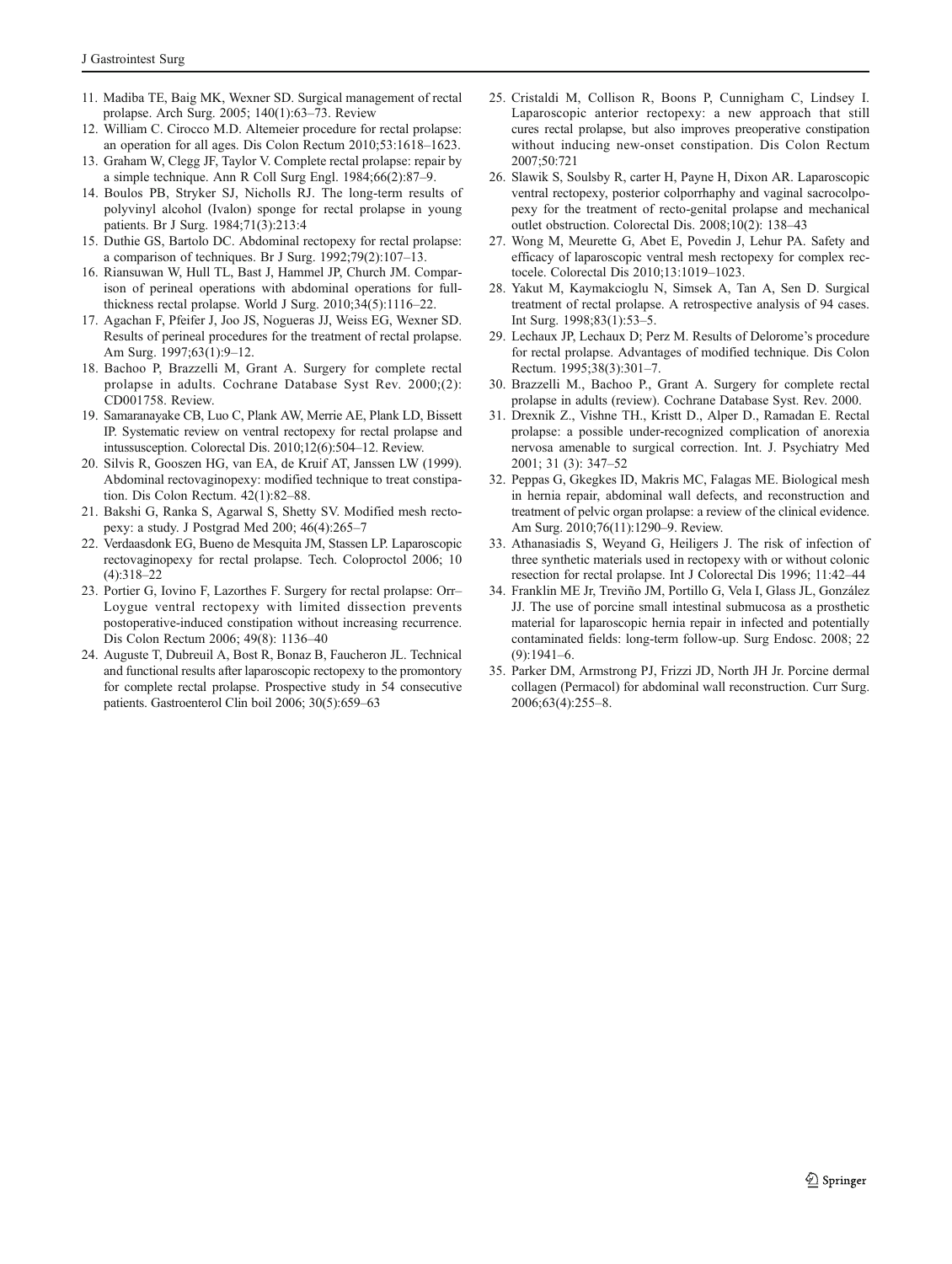11. Madiba TE, Baig MK, Wexner SD. Surgical management of rectal prolapse. Arch Surg. 2005; 140(1):63–73. Review
12. William C. Cirocco M.D. Altemeier procedure for rectal prolapse: an operation for all ages. Dis Colon Rectum 2010;53:1618–1623.
13. Graham W, Clegg JF, Taylor V. Complete rectal prolapse: repair by a simple technique. Ann R Coll Surg Engl. 1984;66(2):87–9.
14. Boulos PB, Stryker SJ, Nicholls RJ. The long-term results of polyvinyl alcohol (Ivalon) sponge for rectal prolapse in young patients. Br J Surg. 1984;71(3):213:4
15. Duthie GS, Bartolo DC. Abdominal rectopexy for rectal prolapse: a comparison of techniques. Br J Surg. 1992;79(2):107–13.
16. Riansuwan W, Hull TL, Bast J, Hammel JP, Church JM. Comparison of perineal operations with abdominal operations for full-thickness rectal prolapse. World J Surg. 2010;34(5):1116–22.
17. Agachan F, Pfeifer J, Joo JS, Nogueras JJ, Weiss EG, Wexner SD. Results of perineal procedures for the treatment of rectal prolapse. Am Surg. 1997;63(1):9–12.
18. Bachoo P, Brazzelli M, Grant A. Surgery for complete rectal prolapse in adults. Cochrane Database Syst Rev. 2000;(2): CD001758. Review.
19. Samaranayake CB, Luo C, Plank AW, Merrie AE, Plank LD, Bissett IP. Systematic review on ventral rectopexy for rectal prolapse and intussusception. Colorectal Dis. 2010;12(6):504–12. Review.
20. Silvis R, Gooszen HG, van EA, de Kruif AT, Janssen LW (1999). Abdominal rectovaginopexy: modified technique to treat constipation. Dis Colon Rectum. 42(1):82–88.
21. Bakshi G, Ranka S, Agarwal S, Shetty SV. Modified mesh rectopexy: a study. J Postgrad Med 200; 46(4):265–7
22. Verdaasdonk EG, Bueno de Mesquita JM, Stassen LP. Laparoscopic rectovaginopexy for rectal prolapse. Tech. Coloproctol 2006; 10 (4):318–22
23. Portier G, Iovino F, Lazorthes F. Surgery for rectal prolapse: Orr–Loygue ventral rectopexy with limited dissection prevents postoperative-induced constipation without increasing recurrence. Dis Colon Rectum 2006; 49(8): 1136–40
24. Auguste T, Dubreuil A, Bost R, Bonaz B, Faucheron JL. Technical and functional results after laparoscopic rectopexy to the promontory for complete rectal prolapse. Prospective study in 54 consecutive patients. Gastroenterol Clin boil 2006; 30(5):659–63
25. Cristaldi M, Collison R, Boons P, Cunnigham C, Lindsey I. Laparoscopic anterior rectopexy: a new approach that still cures rectal prolapse, but also improves preoperative constipation without inducing new-onset constipation. Dis Colon Rectum 2007;50:721
26. Slawik S, Soulsby R, carter H, Payne H, Dixon AR. Laparoscopic ventral rectopexy, posterior colporrhaphy and vaginal sacrocolpopexy for the treatment of recto-genital prolapse and mechanical outlet obstruction. Colorectal Dis. 2008;10(2): 138–43
27. Wong M, Meurette G, Abet E, Povedin J, Lehur PA. Safety and efficacy of laparoscopic ventral mesh rectopexy for complex rectocele. Colorectal Dis 2010;13:1019–1023.
28. Yakut M, Kaymakcioglu N, Simsek A, Tan A, Sen D. Surgical treatment of rectal prolapse. A retrospective analysis of 94 cases. Int Surg. 1998;83(1):53–5.
29. Lechaux JP, Lechaux D; Perz M. Results of Delorome's procedure for rectal prolapse. Advantages of modified technique. Dis Colon Rectum. 1995;38(3):301–7.
30. Brazzelli M., Bachoo P., Grant A. Surgery for complete rectal prolapse in adults (review). Cochrane Database Syst. Rev. 2000.
31. Drexnik Z., Vishne TH., Kristt D., Alper D., Ramadan E. Rectal prolapse: a possible under-recognized complication of anorexia nervosa amenable to surgical correction. Int. J. Psychiatry Med 2001; 31 (3): 347–52
32. Peppas G, Gkegkes ID, Makris MC, Falagas ME. Biological mesh in hernia repair, abdominal wall defects, and reconstruction and treatment of pelvic organ prolapse: a review of the clinical evidence. Am Surg. 2010;76(11):1290–9. Review.
33. Athanasiadis S, Weyand G, Heiligers J. The risk of infection of three synthetic materials used in rectopexy with or without colonic resection for rectal prolapse. Int J Colorectal Dis 1996; 11:42–44
34. Franklin ME Jr, Treviño JM, Portillo G, Vela I, Glass JL, González JJ. The use of porcine small intestinal submucosa as a prosthetic material for laparoscopic hernia repair in infected and potentially contaminated fields: long-term follow-up. Surg Endosc. 2008; 22 (9):1941–6.
35. Parker DM, Armstrong PJ, Frizzi JD, North JH Jr. Porcine dermal collagen (Permacol) for abdominal wall reconstruction. Curr Surg. 2006;63(4):255–8.